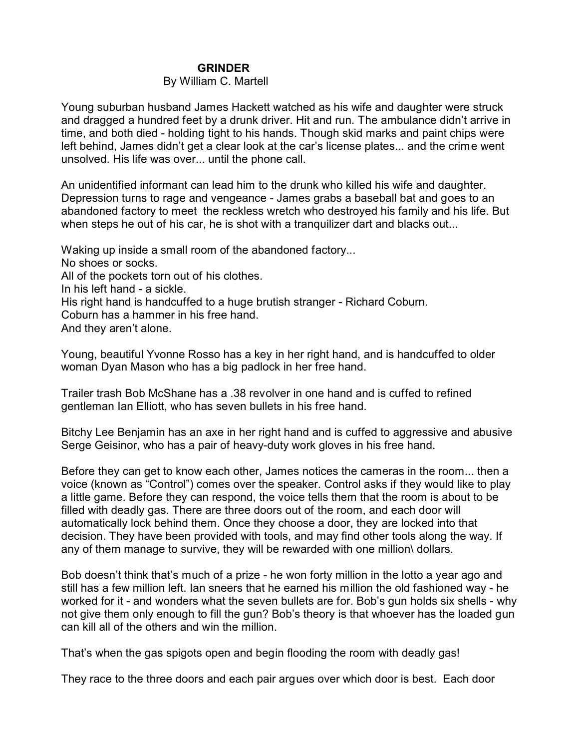# GRINDER

By William C. Martell

Young suburban husband James Hackett watched as his wife and daughter were struck and dragged a hundred feet by a drunk driver. Hit and run. The ambulance didn't arrive in time, and both died - holding tight to his hands. Though skid marks and paint chips were left behind, James didn't get a clear look at the car's license plates... and the crime went unsolved. His life was over... until the phone call.

An unidentified informant can lead him to the drunk who killed his wife and daughter. Depression turns to rage and vengeance - James grabs a baseball bat and goes to an abandoned factory to meet  the reckless wretch who destroyed his family and his life. But when steps he out of his car, he is shot with a tranquilizer dart and blacks out...

Waking up inside a small room of the abandoned factory...
No shoes or socks.
All of the pockets torn out of his clothes.
In his left hand - a sickle.
His right hand is handcuffed to a huge brutish stranger - Richard Coburn.
Coburn has a hammer in his free hand.
And they aren't alone.

Young, beautiful Yvonne Rosso has a key in her right hand, and is handcuffed to older woman Dyan Mason who has a big padlock in her free hand.

Trailer trash Bob McShane has a .38 revolver in one hand and is cuffed to refined gentleman Ian Elliott, who has seven bullets in his free hand.

Bitchy Lee Benjamin has an axe in her right hand and is cuffed to aggressive and abusive Serge Geisinor, who has a pair of heavy-duty work gloves in his free hand.

Before they can get to know each other, James notices the cameras in the room... then a voice (known as "Control") comes over the speaker. Control asks if they would like to play a little game. Before they can respond, the voice tells them that the room is about to be filled with deadly gas. There are three doors out of the room, and each door will automatically lock behind them. Once they choose a door, they are locked into that decision. They have been provided with tools, and may find other tools along the way. If any of them manage to survive, they will be rewarded with one million\ dollars.

Bob doesn't think that's much of a prize - he won forty million in the lotto a year ago and still has a few million left. Ian sneers that he earned his million the old fashioned way - he worked for it - and wonders what the seven bullets are for. Bob's gun holds six shells - why not give them only enough to fill the gun? Bob's theory is that whoever has the loaded gun can kill all of the others and win the million.

That's when the gas spigots open and begin flooding the room with deadly gas!

They race to the three doors and each pair argues over which door is best.  Each door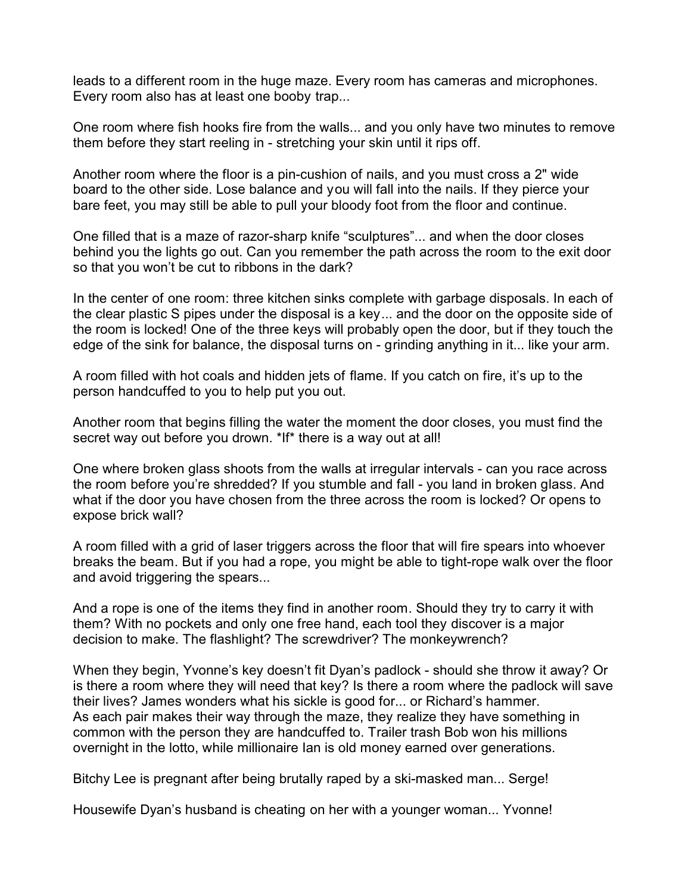leads to a different room in the huge maze. Every room has cameras and microphones. Every room also has at least one booby trap...

One room where fish hooks fire from the walls... and you only have two minutes to remove them before they start reeling in - stretching your skin until it rips off.

Another room where the floor is a pin-cushion of nails, and you must cross a 2" wide board to the other side. Lose balance and you will fall into the nails. If they pierce your bare feet, you may still be able to pull your bloody foot from the floor and continue.

One filled that is a maze of razor-sharp knife “sculptures”... and when the door closes behind you the lights go out. Can you remember the path across the room to the exit door so that you won’t be cut to ribbons in the dark?

In the center of one room: three kitchen sinks complete with garbage disposals. In each of the clear plastic S pipes under the disposal is a key... and the door on the opposite side of the room is locked! One of the three keys will probably open the door, but if they touch the edge of the sink for balance, the disposal turns on - grinding anything in it... like your arm.

A room filled with hot coals and hidden jets of flame. If you catch on fire, it’s up to the person handcuffed to you to help put you out.

Another room that begins filling the water the moment the door closes, you must find the secret way out before you drown. *If* there is a way out at all!

One where broken glass shoots from the walls at irregular intervals - can you race across the room before you’re shredded? If you stumble and fall - you land in broken glass. And what if the door you have chosen from the three across the room is locked? Or opens to expose brick wall?

A room filled with a grid of laser triggers across the floor that will fire spears into whoever breaks the beam. But if you had a rope, you might be able to tight-rope walk over the floor and avoid triggering the spears...

And a rope is one of the items they find in another room. Should they try to carry it with them? With no pockets and only one free hand, each tool they discover is a major decision to make. The flashlight? The screwdriver? The monkeywrench?

When they begin, Yvonne’s key doesn’t fit Dyan’s padlock - should she throw it away? Or is there a room where they will need that key? Is there a room where the padlock will save their lives? James wonders what his sickle is good for... or Richard’s hammer.
As each pair makes their way through the maze, they realize they have something in common with the person they are handcuffed to. Trailer trash Bob won his millions overnight in the lotto, while millionaire Ian is old money earned over generations.

Bitchy Lee is pregnant after being brutally raped by a ski-masked man... Serge!

Housewife Dyan’s husband is cheating on her with a younger woman... Yvonne!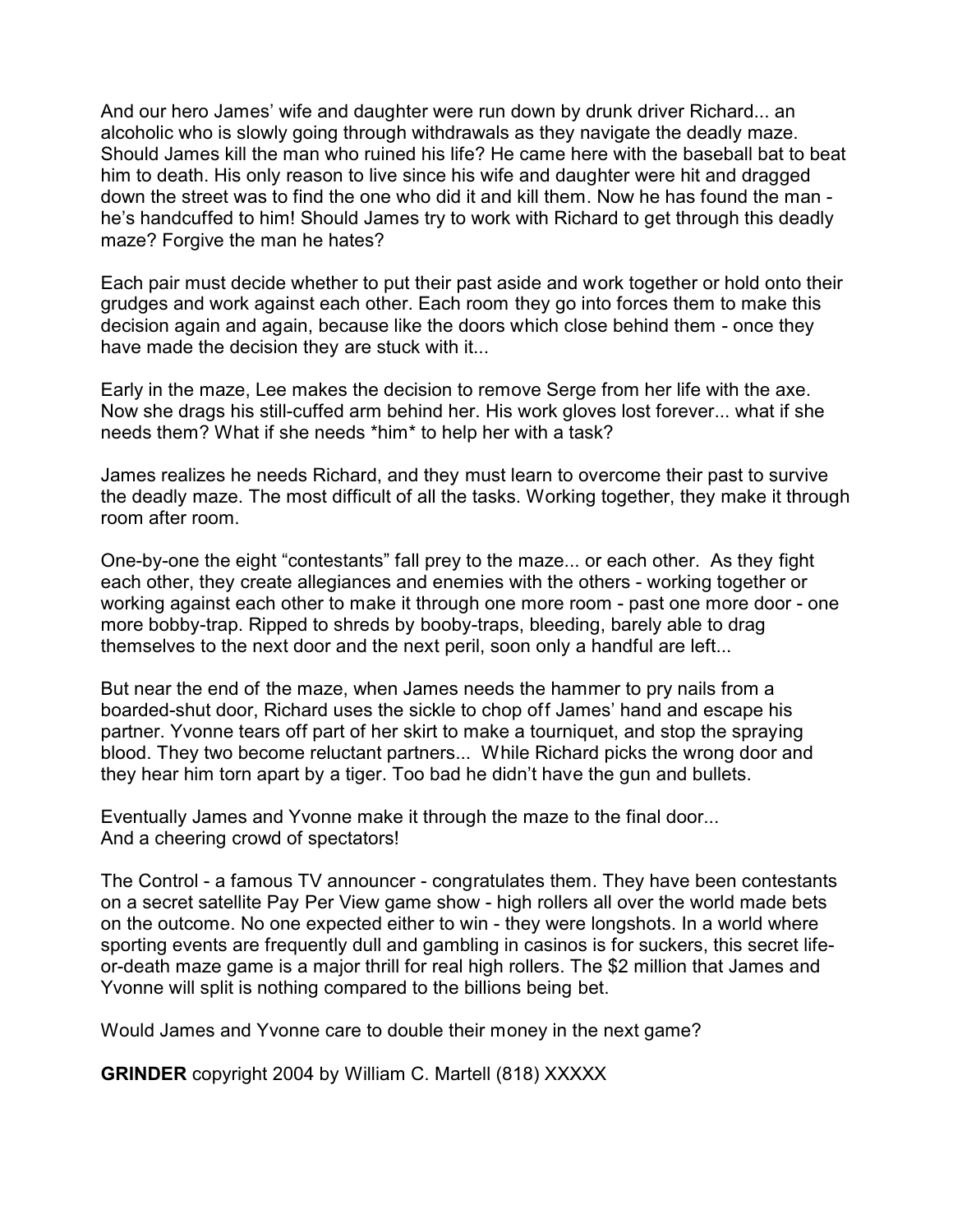And our hero James' wife and daughter were run down by drunk driver Richard... an alcoholic who is slowly going through withdrawals as they navigate the deadly maze. Should James kill the man who ruined his life? He came here with the baseball bat to beat him to death. His only reason to live since his wife and daughter were hit and dragged down the street was to find the one who did it and kill them. Now he has found the man - he's handcuffed to him! Should James try to work with Richard to get through this deadly maze? Forgive the man he hates?

Each pair must decide whether to put their past aside and work together or hold onto their grudges and work against each other. Each room they go into forces them to make this decision again and again, because like the doors which close behind them - once they have made the decision they are stuck with it...

Early in the maze, Lee makes the decision to remove Serge from her life with the axe. Now she drags his still-cuffed arm behind her. His work gloves lost forever... what if she needs them? What if she needs *him* to help her with a task?

James realizes he needs Richard, and they must learn to overcome their past to survive the deadly maze. The most difficult of all the tasks. Working together, they make it through room after room.

One-by-one the eight "contestants" fall prey to the maze... or each other. As they fight each other, they create allegiances and enemies with the others - working together or working against each other to make it through one more room - past one more door - one more bobby-trap. Ripped to shreds by booby-traps, bleeding, barely able to drag themselves to the next door and the next peril, soon only a handful are left...

But near the end of the maze, when James needs the hammer to pry nails from a boarded-shut door, Richard uses the sickle to chop off James' hand and escape his partner. Yvonne tears off part of her skirt to make a tourniquet, and stop the spraying blood. They two become reluctant partners... While Richard picks the wrong door and they hear him torn apart by a tiger. Too bad he didn't have the gun and bullets.

Eventually James and Yvonne make it through the maze to the final door...
And a cheering crowd of spectators!

The Control - a famous TV announcer - congratulates them. They have been contestants on a secret satellite Pay Per View game show - high rollers all over the world made bets on the outcome. No one expected either to win - they were longshots. In a world where sporting events are frequently dull and gambling in casinos is for suckers, this secret life-or-death maze game is a major thrill for real high rollers. The $2 million that James and Yvonne will split is nothing compared to the billions being bet.

Would James and Yvonne care to double their money in the next game?

**GRINDER** copyright 2004 by William C. Martell (818) XXXXX